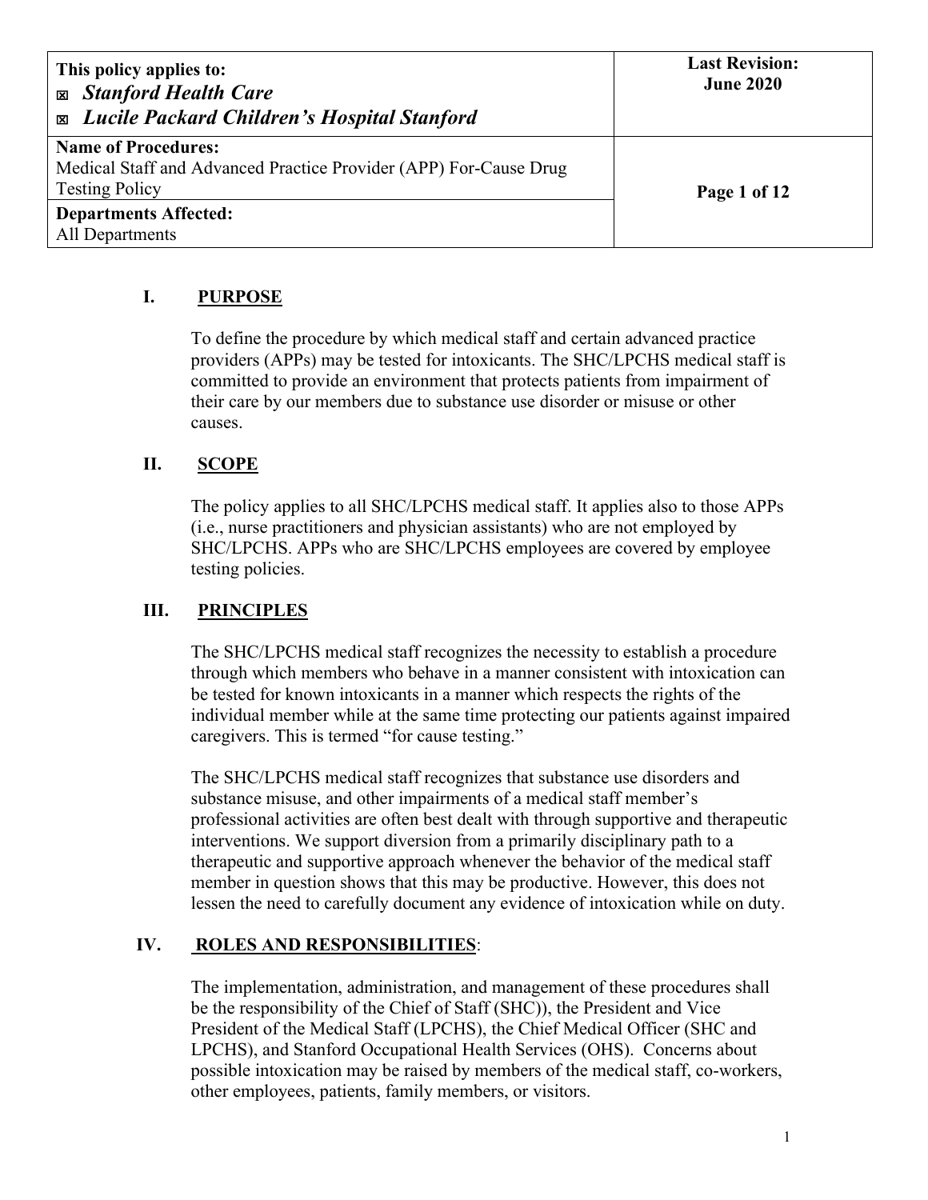| This policy applies to: ☒ *Stanford Health Care* ☒ *Lucile Packard Children's Hospital Stanford* | **Last Revision: June 2020** |
| --- | --- |
| **Name of Procedures:** Medical Staff and Advanced Practice Provider (APP) For-Cause Drug Testing Policy | |
| **Departments Affected:** All Departments | |

## I. PURPOSE

To define the procedure by which medical staff and certain advanced practice providers (APPs) may be tested for intoxicants. The SHC/LPCHS medical staff is committed to provide an environment that protects patients from impairment of their care by our members due to substance use disorder or misuse or other causes.

## II. SCOPE

The policy applies to all SHC/LPCHS medical staff. It applies also to those APPs (i.e., nurse practitioners and physician assistants) who are not employed by SHC/LPCHS. APPs who are SHC/LPCHS employees are covered by employee testing policies.

## III. PRINCIPLES

The SHC/LPCHS medical staff recognizes the necessity to establish a procedure through which members who behave in a manner consistent with intoxication can be tested for known intoxicants in a manner which respects the rights of the individual member while at the same time protecting our patients against impaired caregivers. This is termed "for cause testing."

The SHC/LPCHS medical staff recognizes that substance use disorders and substance misuse, and other impairments of a medical staff member's professional activities are often best dealt with through supportive and therapeutic interventions. We support diversion from a primarily disciplinary path to a therapeutic and supportive approach whenever the behavior of the medical staff member in question shows that this may be productive. However, this does not lessen the need to carefully document any evidence of intoxication while on duty.

## IV. ROLES AND RESPONSIBILITIES:

The implementation, administration, and management of these procedures shall be the responsibility of the Chief of Staff (SHC)), the President and Vice President of the Medical Staff (LPCHS), the Chief Medical Officer (SHC and LPCHS), and Stanford Occupational Health Services (OHS). Concerns about possible intoxication may be raised by members of the medical staff, co-workers, other employees, patients, family members, or visitors.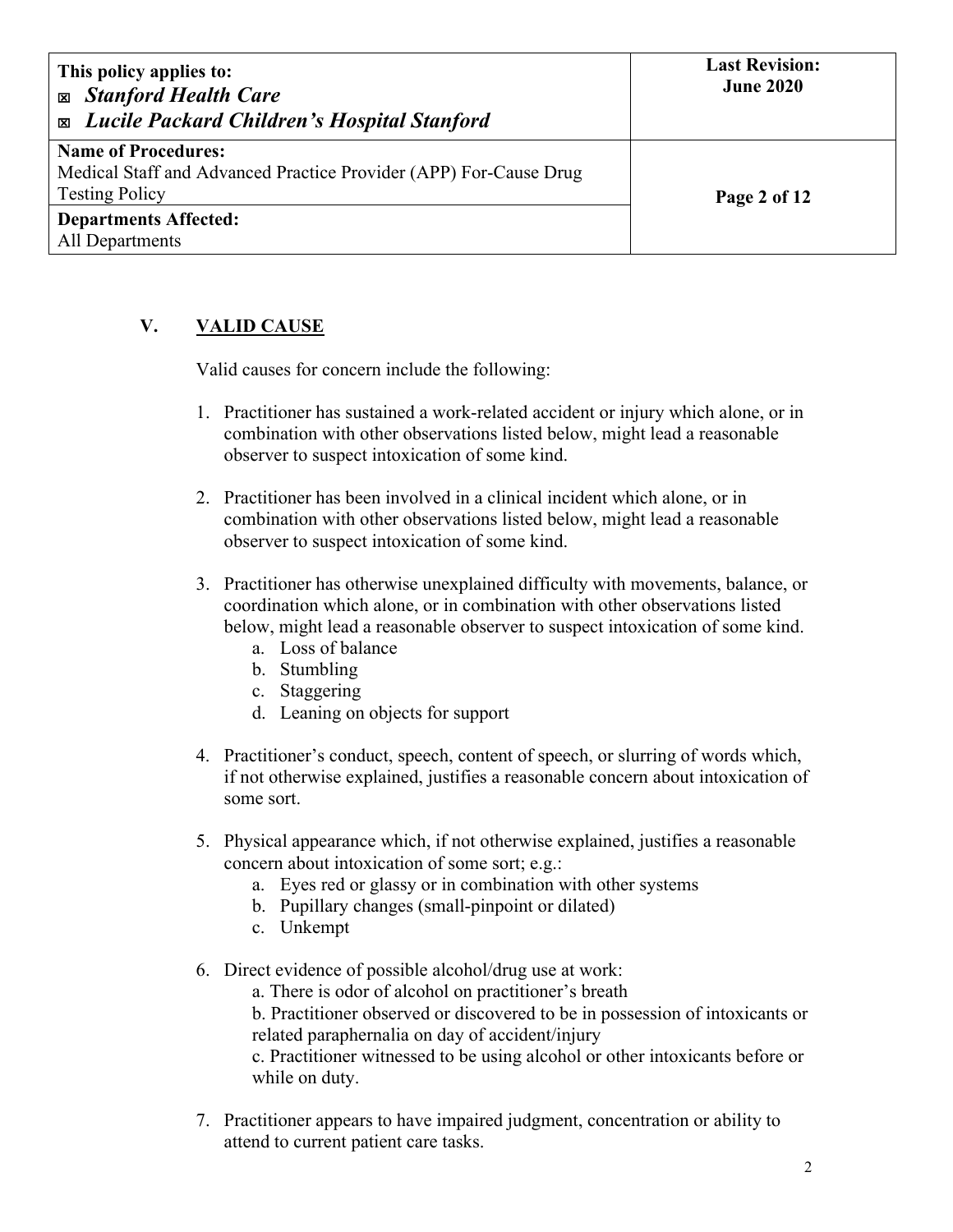## V. VALID CAUSE

Valid causes for concern include the following:

1. Practitioner has sustained a work-related accident or injury which alone, or in combination with other observations listed below, might lead a reasonable observer to suspect intoxication of some kind.

2. Practitioner has been involved in a clinical incident which alone, or in combination with other observations listed below, might lead a reasonable observer to suspect intoxication of some kind.

3. Practitioner has otherwise unexplained difficulty with movements, balance, or coordination which alone, or in combination with other observations listed below, might lead a reasonable observer to suspect intoxication of some kind.
   a. Loss of balance
   b. Stumbling
   c. Staggering
   d. Leaning on objects for support

4. Practitioner's conduct, speech, content of speech, or slurring of words which, if not otherwise explained, justifies a reasonable concern about intoxication of some sort.

5. Physical appearance which, if not otherwise explained, justifies a reasonable concern about intoxication of some sort; e.g.:
   a. Eyes red or glassy or in combination with other systems
   b. Pupillary changes (small-pinpoint or dilated)
   c. Unkempt

6. Direct evidence of possible alcohol/drug use at work:
   a. There is odor of alcohol on practitioner's breath
   b. Practitioner observed or discovered to be in possession of intoxicants or related paraphernalia on day of accident/injury
   c. Practitioner witnessed to be using alcohol or other intoxicants before or while on duty.

7. Practitioner appears to have impaired judgment, concentration or ability to attend to current patient care tasks.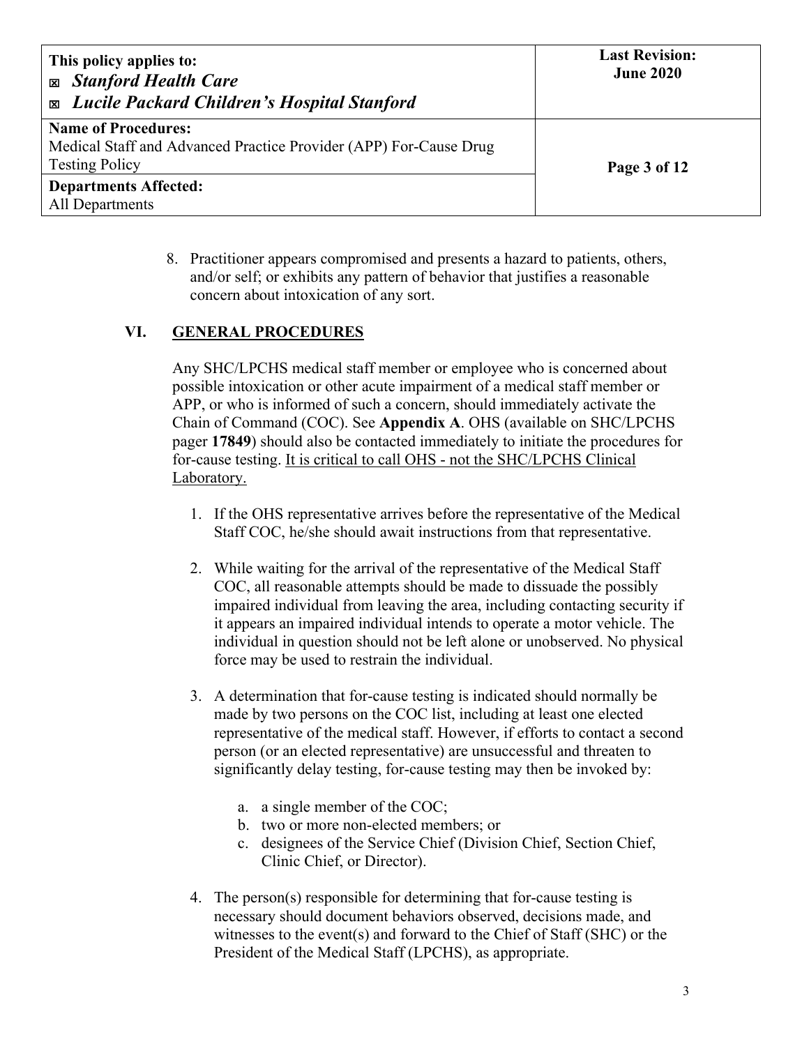8. Practitioner appears compromised and presents a hazard to patients, others, and/or self; or exhibits any pattern of behavior that justifies a reasonable concern about intoxication of any sort.

## VI. GENERAL PROCEDURES

Any SHC/LPCHS medical staff member or employee who is concerned about possible intoxication or other acute impairment of a medical staff member or APP, or who is informed of such a concern, should immediately activate the Chain of Command (COC). See **Appendix A**. OHS (available on SHC/LPCHS pager **17849**) should also be contacted immediately to initiate the procedures for for-cause testing. <u>It is critical to call OHS - not the SHC/LPCHS Clinical Laboratory.</u>

1. If the OHS representative arrives before the representative of the Medical Staff COC, he/she should await instructions from that representative.

2. While waiting for the arrival of the representative of the Medical Staff COC, all reasonable attempts should be made to dissuade the possibly impaired individual from leaving the area, including contacting security if it appears an impaired individual intends to operate a motor vehicle. The individual in question should not be left alone or unobserved. No physical force may be used to restrain the individual.

3. A determination that for-cause testing is indicated should normally be made by two persons on the COC list, including at least one elected representative of the medical staff. However, if efforts to contact a second person (or an elected representative) are unsuccessful and threaten to significantly delay testing, for-cause testing may then be invoked by:

    a. a single member of the COC;
    b. two or more non-elected members; or
    c. designees of the Service Chief (Division Chief, Section Chief, Clinic Chief, or Director).

4. The person(s) responsible for determining that for-cause testing is necessary should document behaviors observed, decisions made, and witnesses to the event(s) and forward to the Chief of Staff (SHC) or the President of the Medical Staff (LPCHS), as appropriate.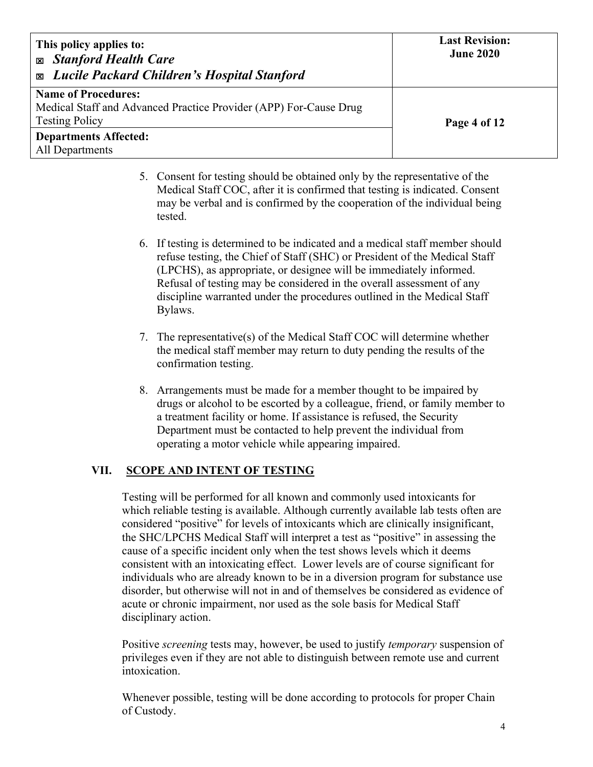5. Consent for testing should be obtained only by the representative of the Medical Staff COC, after it is confirmed that testing is indicated. Consent may be verbal and is confirmed by the cooperation of the individual being tested.

6. If testing is determined to be indicated and a medical staff member should refuse testing, the Chief of Staff (SHC) or President of the Medical Staff (LPCHS), as appropriate, or designee will be immediately informed. Refusal of testing may be considered in the overall assessment of any discipline warranted under the procedures outlined in the Medical Staff Bylaws.

7. The representative(s) of the Medical Staff COC will determine whether the medical staff member may return to duty pending the results of the confirmation testing.

8. Arrangements must be made for a member thought to be impaired by drugs or alcohol to be escorted by a colleague, friend, or family member to a treatment facility or home. If assistance is refused, the Security Department must be contacted to help prevent the individual from operating a motor vehicle while appearing impaired.

## VII. SCOPE AND INTENT OF TESTING

Testing will be performed for all known and commonly used intoxicants for which reliable testing is available. Although currently available lab tests often are considered "positive" for levels of intoxicants which are clinically insignificant, the SHC/LPCHS Medical Staff will interpret a test as "positive" in assessing the cause of a specific incident only when the test shows levels which it deems consistent with an intoxicating effect. Lower levels are of course significant for individuals who are already known to be in a diversion program for substance use disorder, but otherwise will not in and of themselves be considered as evidence of acute or chronic impairment, nor used as the sole basis for Medical Staff disciplinary action.

Positive *screening* tests may, however, be used to justify *temporary* suspension of privileges even if they are not able to distinguish between remote use and current intoxication.

Whenever possible, testing will be done according to protocols for proper Chain of Custody.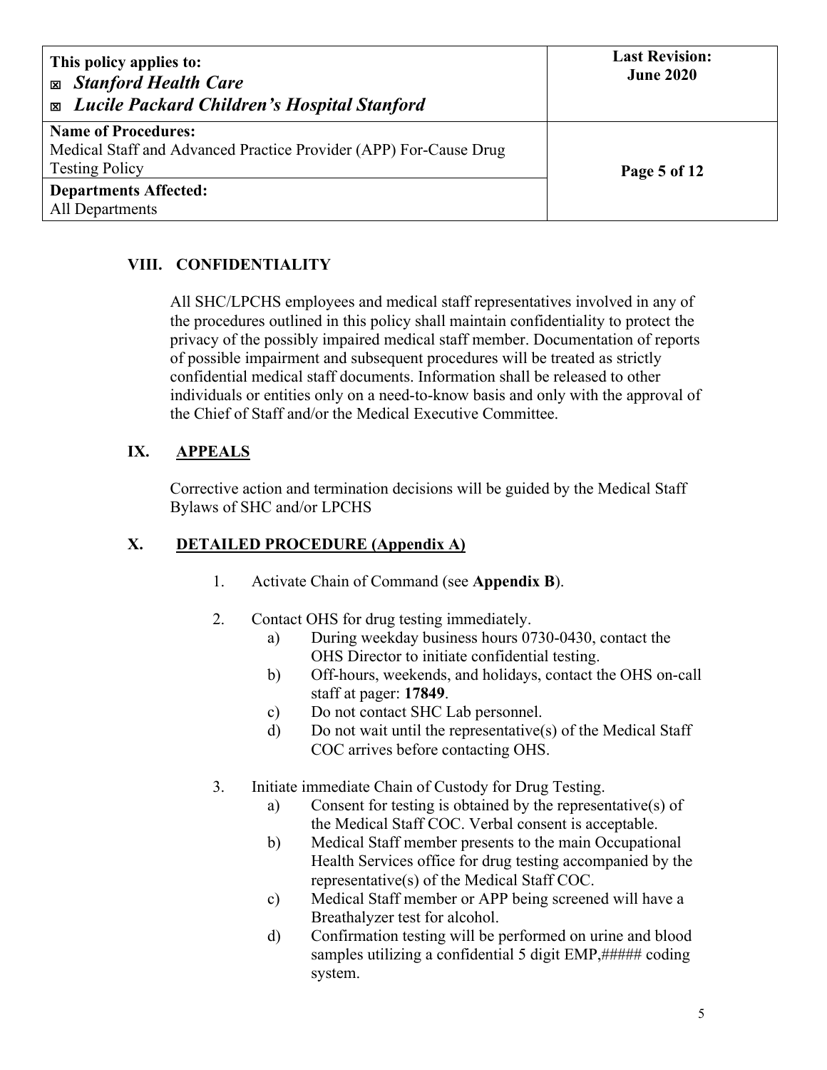## VIII. CONFIDENTIALITY

All SHC/LPCHS employees and medical staff representatives involved in any of the procedures outlined in this policy shall maintain confidentiality to protect the privacy of the possibly impaired medical staff member. Documentation of reports of possible impairment and subsequent procedures will be treated as strictly confidential medical staff documents. Information shall be released to other individuals or entities only on a need-to-know basis and only with the approval of the Chief of Staff and/or the Medical Executive Committee.

## IX. APPEALS

Corrective action and termination decisions will be guided by the Medical Staff Bylaws of SHC and/or LPCHS

## X. DETAILED PROCEDURE (Appendix A)

1. Activate Chain of Command (see **Appendix B**).

2. Contact OHS for drug testing immediately.
   a) During weekday business hours 0730-0430, contact the OHS Director to initiate confidential testing.
   b) Off-hours, weekends, and holidays, contact the OHS on-call staff at pager: **17849**.
   c) Do not contact SHC Lab personnel.
   d) Do not wait until the representative(s) of the Medical Staff COC arrives before contacting OHS.

3. Initiate immediate Chain of Custody for Drug Testing.
   a) Consent for testing is obtained by the representative(s) of the Medical Staff COC. Verbal consent is acceptable.
   b) Medical Staff member presents to the main Occupational Health Services office for drug testing accompanied by the representative(s) of the Medical Staff COC.
   c) Medical Staff member or APP being screened will have a Breathalyzer test for alcohol.
   d) Confirmation testing will be performed on urine and blood samples utilizing a confidential 5 digit EMP,##### coding system.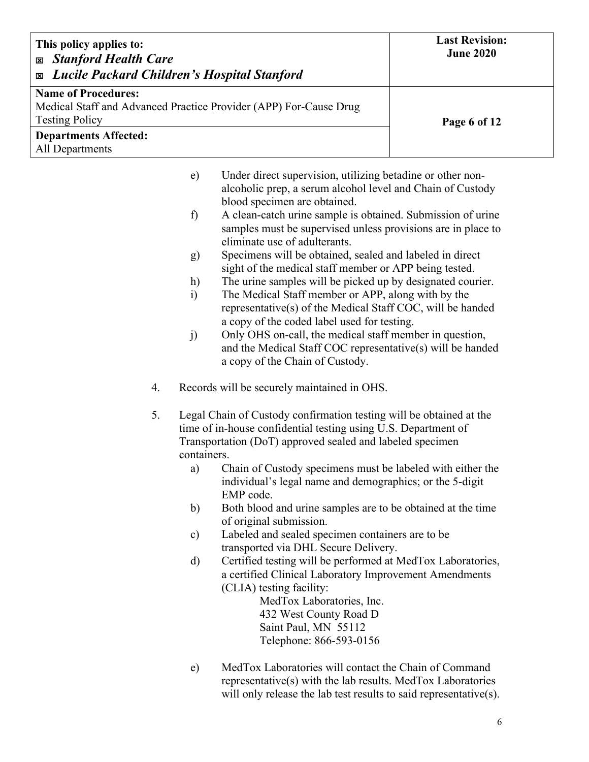e) Under direct supervision, utilizing betadine or other non-alcoholic prep, a serum alcohol level and Chain of Custody blood specimen are obtained.

f) A clean-catch urine sample is obtained. Submission of urine samples must be supervised unless provisions are in place to eliminate use of adulterants.

g) Specimens will be obtained, sealed and labeled in direct sight of the medical staff member or APP being tested.

h) The urine samples will be picked up by designated courier.

i) The Medical Staff member or APP, along with by the representative(s) of the Medical Staff COC, will be handed a copy of the coded label used for testing.

j) Only OHS on-call, the medical staff member in question, and the Medical Staff COC representative(s) will be handed a copy of the Chain of Custody.

4. Records will be securely maintained in OHS.

5. Legal Chain of Custody confirmation testing will be obtained at the time of in-house confidential testing using U.S. Department of Transportation (DoT) approved sealed and labeled specimen containers.

   a) Chain of Custody specimens must be labeled with either the individual's legal name and demographics; or the 5-digit EMP code.

   b) Both blood and urine samples are to be obtained at the time of original submission.

   c) Labeled and sealed specimen containers are to be transported via DHL Secure Delivery.

   d) Certified testing will be performed at MedTox Laboratories, a certified Clinical Laboratory Improvement Amendments (CLIA) testing facility:

      MedTox Laboratories, Inc.
      432 West County Road D
      Saint Paul, MN 55112
      Telephone: 866-593-0156

   e) MedTox Laboratories will contact the Chain of Command representative(s) with the lab results. MedTox Laboratories will only release the lab test results to said representative(s).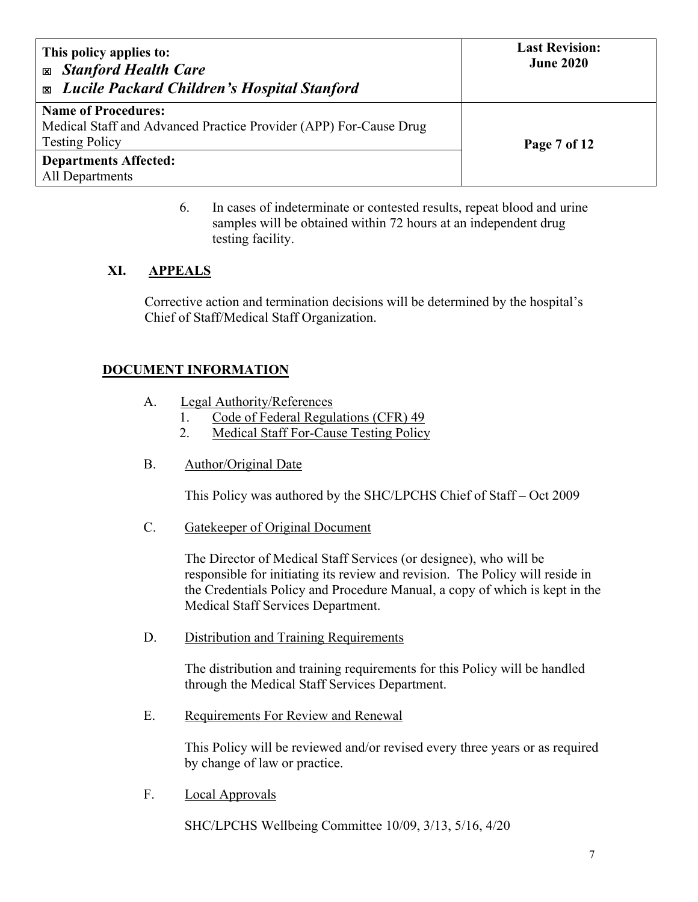6. In cases of indeterminate or contested results, repeat blood and urine samples will be obtained within 72 hours at an independent drug testing facility.

## XI. APPEALS

Corrective action and termination decisions will be determined by the hospital's Chief of Staff/Medical Staff Organization.

## DOCUMENT INFORMATION

A. Legal Authority/References
   1. Code of Federal Regulations (CFR) 49
   2. Medical Staff For-Cause Testing Policy

B. Author/Original Date

   This Policy was authored by the SHC/LPCHS Chief of Staff – Oct 2009

C. Gatekeeper of Original Document

   The Director of Medical Staff Services (or designee), who will be responsible for initiating its review and revision. The Policy will reside in the Credentials Policy and Procedure Manual, a copy of which is kept in the Medical Staff Services Department.

D. Distribution and Training Requirements

   The distribution and training requirements for this Policy will be handled through the Medical Staff Services Department.

E. Requirements For Review and Renewal

   This Policy will be reviewed and/or revised every three years or as required by change of law or practice.

F. Local Approvals

   SHC/LPCHS Wellbeing Committee 10/09, 3/13, 5/16, 4/20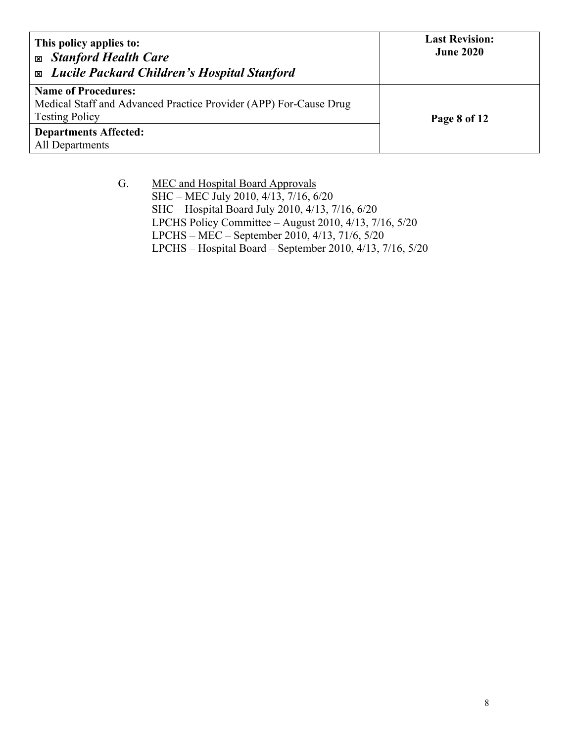G. <u>MEC and Hospital Board Approvals</u>

SHC – MEC July 2010, 4/13, 7/16, 6/20
SHC – Hospital Board July 2010, 4/13, 7/16, 6/20
LPCHS Policy Committee – August 2010, 4/13, 7/16, 5/20
LPCHS – MEC – September 2010, 4/13, 71/6, 5/20
LPCHS – Hospital Board – September 2010, 4/13, 7/16, 5/20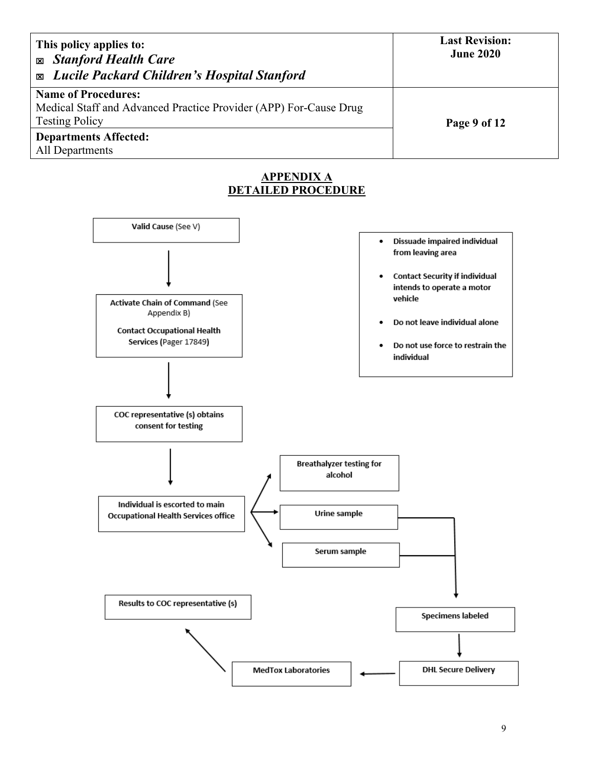## APPENDIX A
## DETAILED PROCEDURE

**Valid Cause** (See V)

↓

**Activate Chain of Command** (See Appendix B)

**Contact Occupational Health Services (**Pager 17849**)**

↓

**COC representative (s) obtains consent for testing**

↓

**Individual is escorted to main Occupational Health Services office**

→ **Breathalyzer testing for alcohol**

→ **Urine sample**

→ **Serum sample**

↓

**Specimens labeled**

↓

**DHL Secure Delivery**

→ **MedTox Laboratories**

→ **Results to COC representative (s)**

- **Dissuade impaired individual from leaving area**
- **Contact Security if individual intends to operate a motor vehicle**
- **Do not leave individual alone**
- **Do not use force to restrain the individual**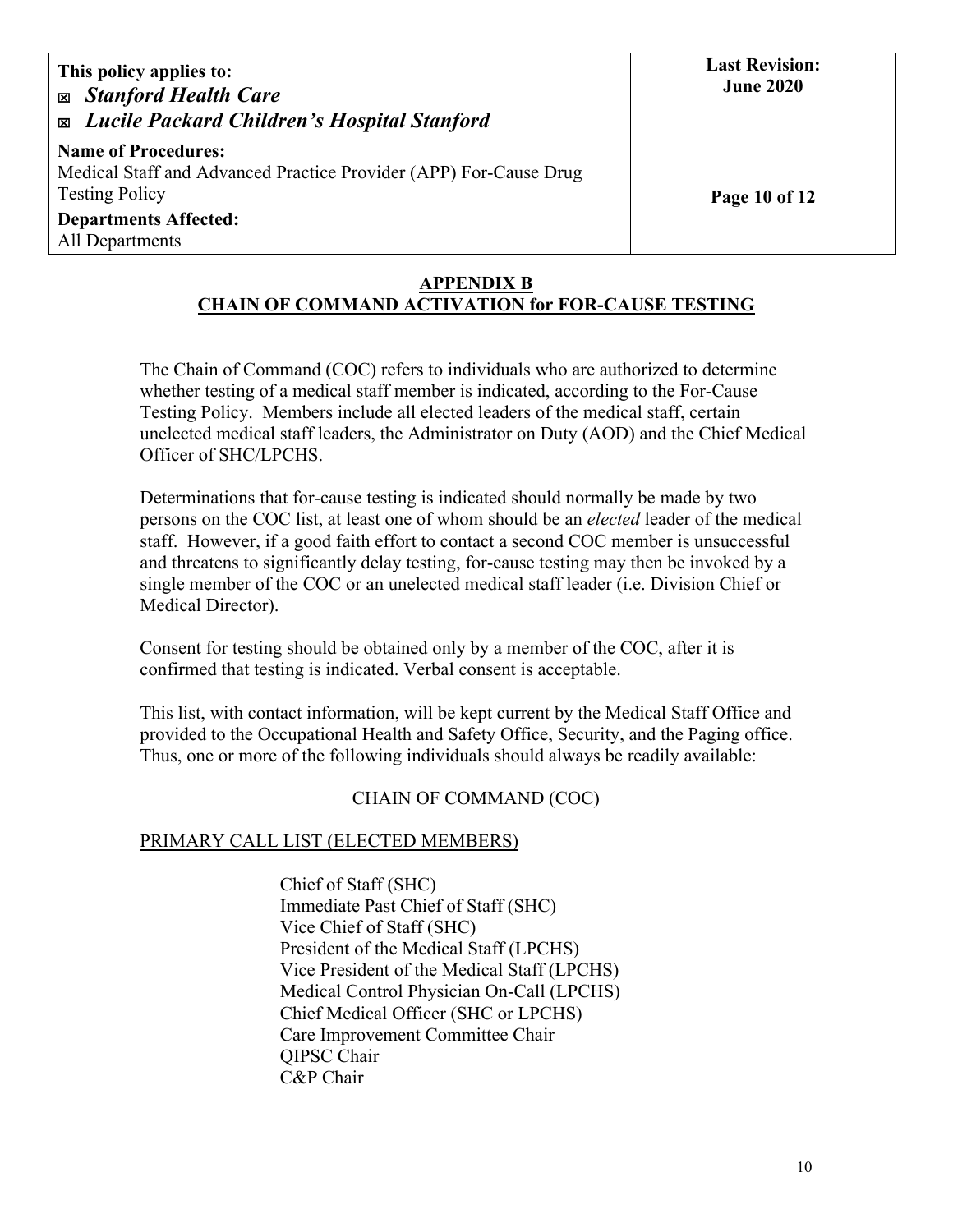## APPENDIX B
## CHAIN OF COMMAND ACTIVATION for FOR-CAUSE TESTING

The Chain of Command (COC) refers to individuals who are authorized to determine whether testing of a medical staff member is indicated, according to the For-Cause Testing Policy. Members include all elected leaders of the medical staff, certain unelected medical staff leaders, the Administrator on Duty (AOD) and the Chief Medical Officer of SHC/LPCHS.

Determinations that for-cause testing is indicated should normally be made by two persons on the COC list, at least one of whom should be an *elected* leader of the medical staff. However, if a good faith effort to contact a second COC member is unsuccessful and threatens to significantly delay testing, for-cause testing may then be invoked by a single member of the COC or an unelected medical staff leader (i.e. Division Chief or Medical Director).

Consent for testing should be obtained only by a member of the COC, after it is confirmed that testing is indicated. Verbal consent is acceptable.

This list, with contact information, will be kept current by the Medical Staff Office and provided to the Occupational Health and Safety Office, Security, and the Paging office. Thus, one or more of the following individuals should always be readily available:

CHAIN OF COMMAND (COC)

PRIMARY CALL LIST (ELECTED MEMBERS)

- Chief of Staff (SHC)
- Immediate Past Chief of Staff (SHC)
- Vice Chief of Staff (SHC)
- President of the Medical Staff (LPCHS)
- Vice President of the Medical Staff (LPCHS)
- Medical Control Physician On-Call (LPCHS)
- Chief Medical Officer (SHC or LPCHS)
- Care Improvement Committee Chair
- QIPSC Chair
- C&P Chair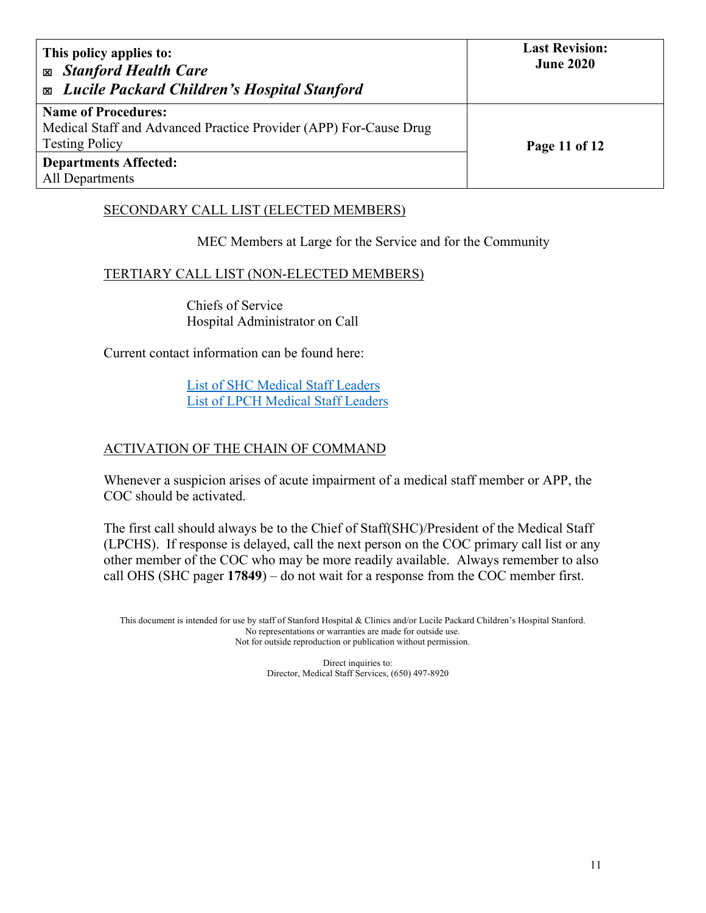SECONDARY CALL LIST (ELECTED MEMBERS)

MEC Members at Large for the Service and for the Community

TERTIARY CALL LIST (NON-ELECTED MEMBERS)

Chiefs of Service
Hospital Administrator on Call

Current contact information can be found here:

List of SHC Medical Staff Leaders
List of LPCH Medical Staff Leaders

ACTIVATION OF THE CHAIN OF COMMAND

Whenever a suspicion arises of acute impairment of a medical staff member or APP, the COC should be activated.

The first call should always be to the Chief of Staff(SHC)/President of the Medical Staff (LPCHS). If response is delayed, call the next person on the COC primary call list or any other member of the COC who may be more readily available. Always remember to also call OHS (SHC pager **17849**) – do not wait for a response from the COC member first.